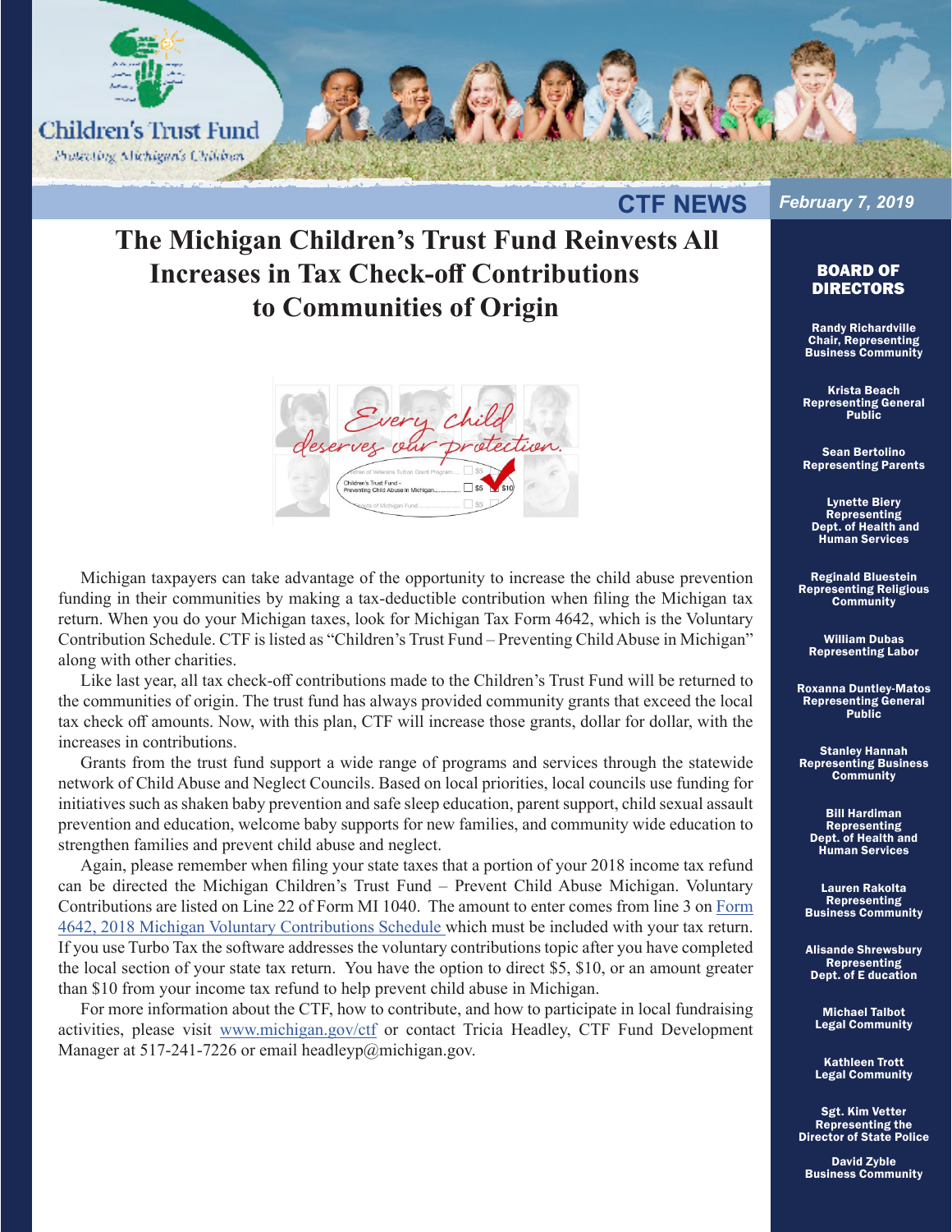Children's Trust Fund
Protecting Michigan's Children

CTF NEWS

*February 7, 2019*

# The Michigan Children's Trust Fund Reinvests All Increases in Tax Check-off Contributions to Communities of Origin

Michigan taxpayers can take advantage of the opportunity to increase the child abuse prevention funding in their communities by making a tax-deductible contribution when filing the Michigan tax return. When you do your Michigan taxes, look for Michigan Tax Form 4642, which is the Voluntary Contribution Schedule. CTF is listed as "Children's Trust Fund – Preventing Child Abuse in Michigan" along with other charities.

Like last year, all tax check-off contributions made to the Children's Trust Fund will be returned to the communities of origin. The trust fund has always provided community grants that exceed the local tax check off amounts. Now, with this plan, CTF will increase those grants, dollar for dollar, with the increases in contributions.

Grants from the trust fund support a wide range of programs and services through the statewide network of Child Abuse and Neglect Councils. Based on local priorities, local councils use funding for initiatives such as shaken baby prevention and safe sleep education, parent support, child sexual assault prevention and education, welcome baby supports for new families, and community wide education to strengthen families and prevent child abuse and neglect.

Again, please remember when filing your state taxes that a portion of your 2018 income tax refund can be directed the Michigan Children's Trust Fund – Prevent Child Abuse Michigan. Voluntary Contributions are listed on Line 22 of Form MI 1040. The amount to enter comes from line 3 on [Form 4642, 2018 Michigan Voluntary Contributions Schedule](#) which must be included with your tax return. If you use Turbo Tax the software addresses the voluntary contributions topic after you have completed the local section of your state tax return. You have the option to direct $5, $10, or an amount greater than $10 from your income tax refund to help prevent child abuse in Michigan.

For more information about the CTF, how to contribute, and how to participate in local fundraising activities, please visit [www.michigan.gov/ctf](http://www.michigan.gov/ctf) or contact Tricia Headley, CTF Fund Development Manager at 517-241-7226 or email headleyp@michigan.gov.

## BOARD OF DIRECTORS

**Randy Richardville**
Chair, Representing Business Community

**Krista Beach**
Representing General Public

**Sean Bertolino**
Representing Parents

**Lynette Biery**
Representing Dept. of Health and Human Services

**Reginald Bluestein**
Representing Religious Community

**William Dubas**
Representing Labor

**Roxanna Duntley-Matos**
Representing General Public

**Stanley Hannah**
Representing Business Community

**Bill Hardiman**
Representing Dept. of Health and Human Services

**Lauren Rakolta**
Representing Business Community

**Alisande Shrewsbury**
Representing Dept. of E ducation

**Michael Talbot**
Legal Community

**Kathleen Trott**
Legal Community

**Sgt. Kim Vetter**
Representing the Director of State Police

**David Zyble**
Business Community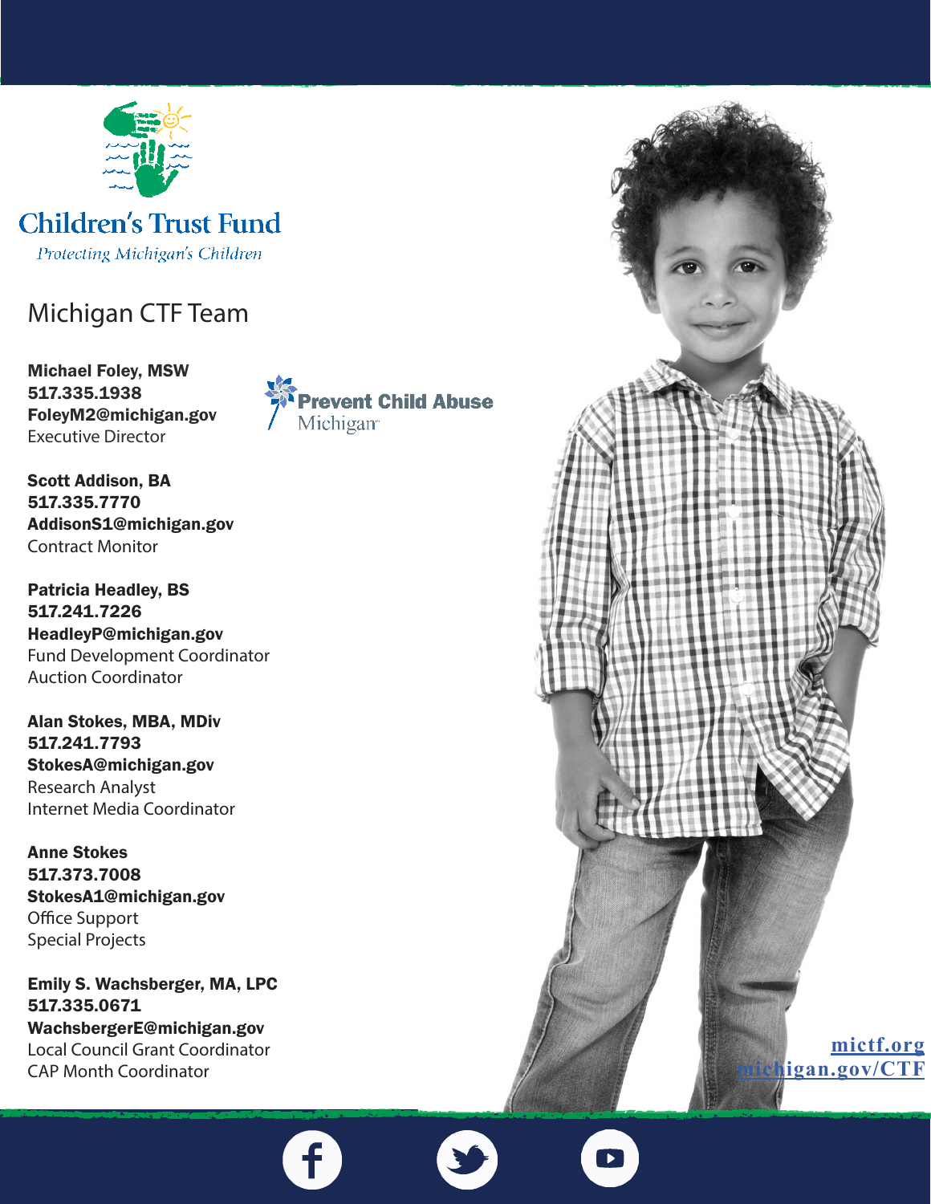Children's Trust Fund

*Protecting Michigan's Children*

## Michigan CTF Team

**Michael Foley, MSW**
**517.335.1938**
**FoleyM2@michigan.gov**
Executive Director

**Scott Addison, BA**
**517.335.7770**
**AddisonS1@michigan.gov**
Contract Monitor

**Patricia Headley, BS**
**517.241.7226**
**HeadleyP@michigan.gov**
Fund Development Coordinator
Auction Coordinator

**Alan Stokes, MBA, MDiv**
**517.241.7793**
**StokesA@michigan.gov**
Research Analyst
Internet Media Coordinator

**Anne Stokes**
**517.373.7008**
**StokesA1@michigan.gov**
Office Support
Special Projects

**Emily S. Wachsberger, MA, LPC**
**517.335.0671**
**WachsbergerE@michigan.gov**
Local Council Grant Coordinator
CAP Month Coordinator

Prevent Child Abuse Michigan

mictf.org
michigan.gov/CTF